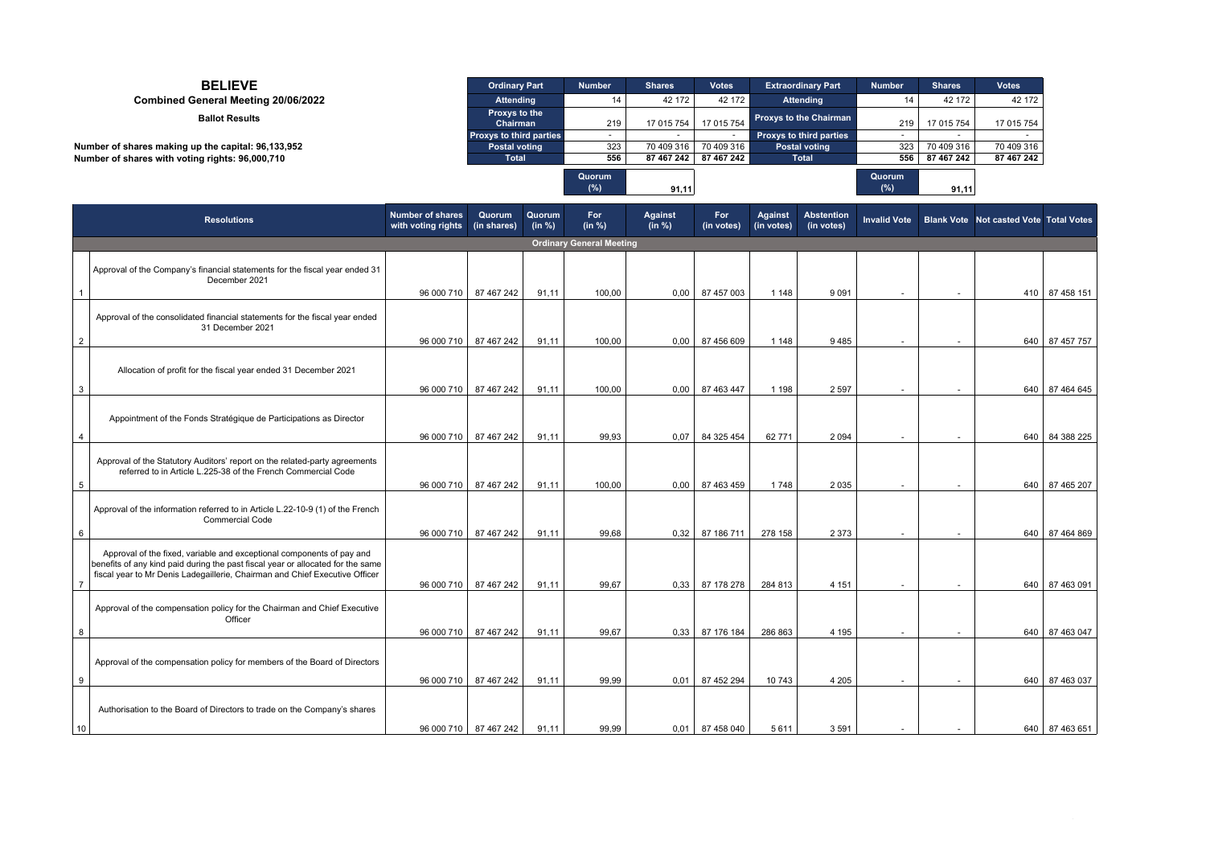# BELIEVE

## Combined General Meeting 20/06/2022

### Ballot Results

Number of shares making up the capital: 96,133,952
Number of shares with voting rights: 96,000,710

| Ordinary Part | Number | Shares | Votes |
|---|---|---|---|
| Attending | 14 | 42 172 | 42 172 |
| Proxys to the Chairman | 219 | 17 015 754 | 17 015 754 |
| Proxys to third parties | - | - | - |
| Postal voting | 323 | 70 409 316 | 70 409 316 |
| Total | 556 | 87 467 242 | 87 467 242 |
| | Quorum (%) | 91,11 | |

| Extraordinary Part | Number | Shares | Votes |
|---|---|---|---|
| Attending | 14 | 42 172 | 42 172 |
| Proxys to the Chairman | 219 | 17 015 754 | 17 015 754 |
| Proxys to third parties | - | - | - |
| Postal voting | 323 | 70 409 316 | 70 409 316 |
| Total | 556 | 87 467 242 | 87 467 242 |
| | Quorum (%) | 91,11 | |

| | Resolutions | Number of shares with voting rights | Quorum (in shares) | Quorum (in %) | For (in %) | Against (in %) | For (in votes) | Against (in votes) | Abstention (in votes) | Invalid Vote | Blank Vote | Not casted Vote | Total Votes |
|---|---|---|---|---|---|---|---|---|---|---|---|---|---|
| | **Ordinary General Meeting** | | | | | | | | | | | | |
| 1 | Approval of the Company's financial statements for the fiscal year ended 31 December 2021 | 96 000 710 | 87 467 242 | 91,11 | 100,00 | 0,00 | 87 457 003 | 1 148 | 9 091 | - | - | 410 | 87 458 151 |
| 2 | Approval of the consolidated financial statements for the fiscal year ended 31 December 2021 | 96 000 710 | 87 467 242 | 91,11 | 100,00 | 0,00 | 87 456 609 | 1 148 | 9 485 | - | - | 640 | 87 457 757 |
| 3 | Allocation of profit for the fiscal year ended 31 December 2021 | 96 000 710 | 87 467 242 | 91,11 | 100,00 | 0,00 | 87 463 447 | 1 198 | 2 597 | - | - | 640 | 87 464 645 |
| 4 | Appointment of the Fonds Stratégique de Participations as Director | 96 000 710 | 87 467 242 | 91,11 | 99,93 | 0,07 | 84 325 454 | 62 771 | 2 094 | - | - | 640 | 84 388 225 |
| 5 | Approval of the Statutory Auditors' report on the related-party agreements referred to in Article L.225-38 of the French Commercial Code | 96 000 710 | 87 467 242 | 91,11 | 100,00 | 0,00 | 87 463 459 | 1 748 | 2 035 | - | - | 640 | 87 465 207 |
| 6 | Approval of the information referred to in Article L.22-10-9 (1) of the French Commercial Code | 96 000 710 | 87 467 242 | 91,11 | 99,68 | 0,32 | 87 186 711 | 278 158 | 2 373 | - | - | 640 | 87 464 869 |
| 7 | Approval of the fixed, variable and exceptional components of pay and benefits of any kind paid during the past fiscal year or allocated for the same fiscal year to Mr Denis Ladegaillerie, Chairman and Chief Executive Officer | 96 000 710 | 87 467 242 | 91,11 | 99,67 | 0,33 | 87 178 278 | 284 813 | 4 151 | - | - | 640 | 87 463 091 |
| 8 | Approval of the compensation policy for the Chairman and Chief Executive Officer | 96 000 710 | 87 467 242 | 91,11 | 99,67 | 0,33 | 87 176 184 | 286 863 | 4 195 | - | - | 640 | 87 463 047 |
| 9 | Approval of the compensation policy for members of the Board of Directors | 96 000 710 | 87 467 242 | 91,11 | 99,99 | 0,01 | 87 452 294 | 10 743 | 4 205 | - | - | 640 | 87 463 037 |
| 10 | Authorisation to the Board of Directors to trade on the Company's shares | 96 000 710 | 87 467 242 | 91,11 | 99,99 | 0,01 | 87 458 040 | 5 611 | 3 591 | - | - | 640 | 87 463 651 |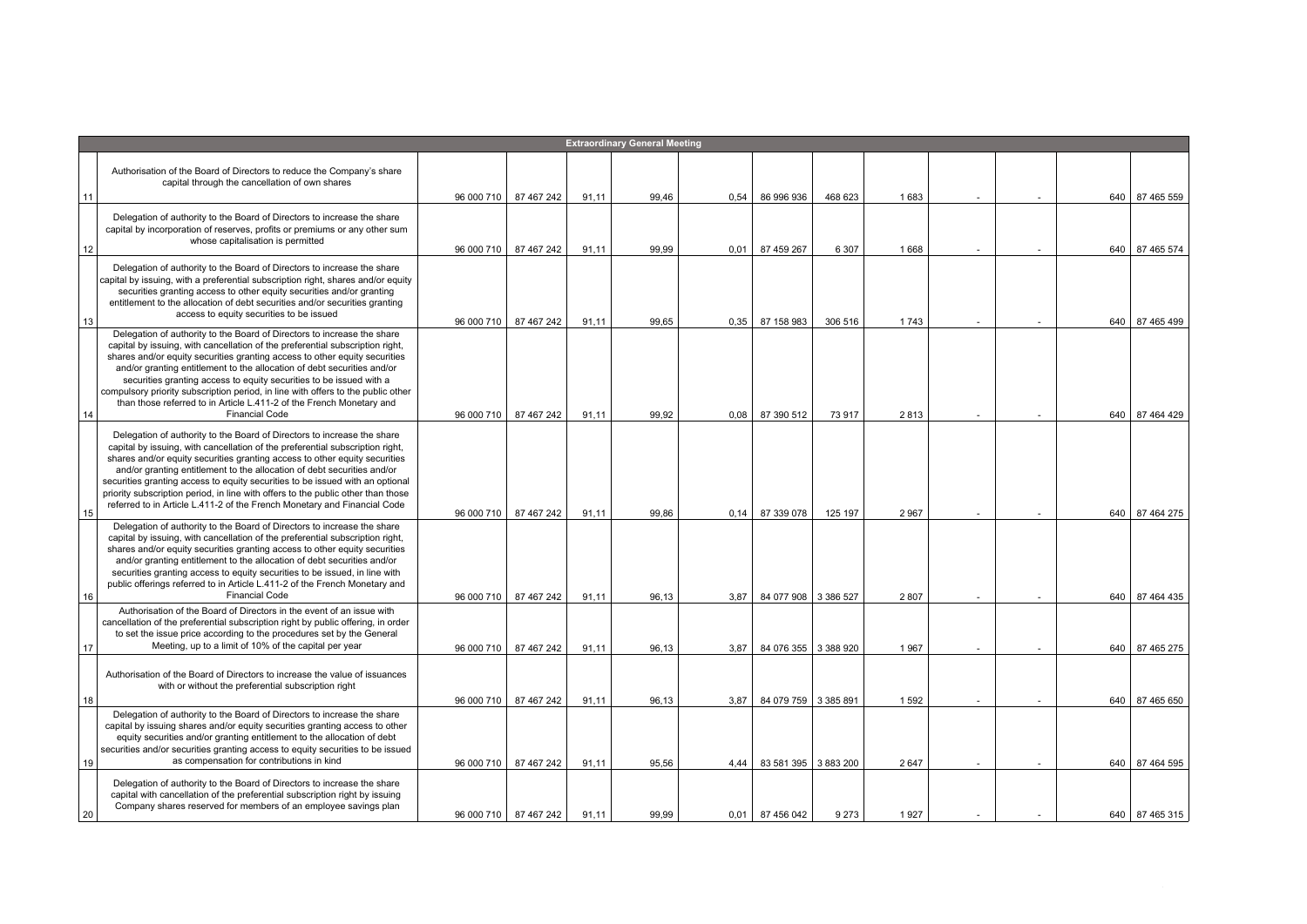| Extraordinary General Meeting | | | | | | | | | | | | | |
|---|---|---|---|---|---|---|---|---|---|---|---|---|---|
| 11 | Authorisation of the Board of Directors to reduce the Company's share capital through the cancellation of own shares | 96 000 710 | 87 467 242 | 91,11 | 99,46 | 0,54 | 86 996 936 | 468 623 | 1 683 | - | - | 640 | 87 465 559 |
| 12 | Delegation of authority to the Board of Directors to increase the share capital by incorporation of reserves, profits or premiums or any other sum whose capitalisation is permitted | 96 000 710 | 87 467 242 | 91,11 | 99,99 | 0,01 | 87 459 267 | 6 307 | 1 668 | - | - | 640 | 87 465 574 |
| 13 | Delegation of authority to the Board of Directors to increase the share capital by issuing, with a preferential subscription right, shares and/or equity securities granting access to other equity securities and/or granting entitlement to the allocation of debt securities and/or securities granting access to equity securities to be issued | 96 000 710 | 87 467 242 | 91,11 | 99,65 | 0,35 | 87 158 983 | 306 516 | 1 743 | - | - | 640 | 87 465 499 |
| 14 | Delegation of authority to the Board of Directors to increase the share capital by issuing, with cancellation of the preferential subscription right, shares and/or equity securities granting access to other equity securities and/or granting entitlement to the allocation of debt securities and/or securities granting access to equity securities to be issued with a compulsory priority subscription period, in line with offers to the public other than those referred to in Article L.411-2 of the French Monetary and Financial Code | 96 000 710 | 87 467 242 | 91,11 | 99,92 | 0,08 | 87 390 512 | 73 917 | 2 813 | - | - | 640 | 87 464 429 |
| 15 | Delegation of authority to the Board of Directors to increase the share capital by issuing, with cancellation of the preferential subscription right, shares and/or equity securities granting access to other equity securities and/or granting entitlement to the allocation of debt securities and/or securities granting access to equity securities to be issued with an optional priority subscription period, in line with offers to the public other than those referred to in Article L.411-2 of the French Monetary and Financial Code | 96 000 710 | 87 467 242 | 91,11 | 99,86 | 0,14 | 87 339 078 | 125 197 | 2 967 | - | - | 640 | 87 464 275 |
| 16 | Delegation of authority to the Board of Directors to increase the share capital by issuing, with cancellation of the preferential subscription right, shares and/or equity securities granting access to other equity securities and/or granting entitlement to the allocation of debt securities and/or securities granting access to equity securities to be issued, in line with public offerings referred to in Article L.411-2 of the French Monetary and Financial Code | 96 000 710 | 87 467 242 | 91,11 | 96,13 | 3,87 | 84 077 908 | 3 386 527 | 2 807 | - | - | 640 | 87 464 435 |
| 17 | Authorisation of the Board of Directors in the event of an issue with cancellation of the preferential subscription right by public offering, in order to set the issue price according to the procedures set by the General Meeting, up to a limit of 10% of the capital per year | 96 000 710 | 87 467 242 | 91,11 | 96,13 | 3,87 | 84 076 355 | 3 388 920 | 1 967 | - | - | 640 | 87 465 275 |
| 18 | Authorisation of the Board of Directors to increase the value of issuances with or without the preferential subscription right | 96 000 710 | 87 467 242 | 91,11 | 96,13 | 3,87 | 84 079 759 | 3 385 891 | 1 592 | - | - | 640 | 87 465 650 |
| 19 | Delegation of authority to the Board of Directors to increase the share capital by issuing shares and/or equity securities granting access to other equity securities and/or granting entitlement to the allocation of debt securities and/or securities granting access to equity securities to be issued as compensation for contributions in kind | 96 000 710 | 87 467 242 | 91,11 | 95,56 | 4,44 | 83 581 395 | 3 883 200 | 2 647 | - | - | 640 | 87 464 595 |
| 20 | Delegation of authority to the Board of Directors to increase the share capital with cancellation of the preferential subscription right by issuing Company shares reserved for members of an employee savings plan | 96 000 710 | 87 467 242 | 91,11 | 99,99 | 0,01 | 87 456 042 | 9 273 | 1 927 | - | - | 640 | 87 465 315 |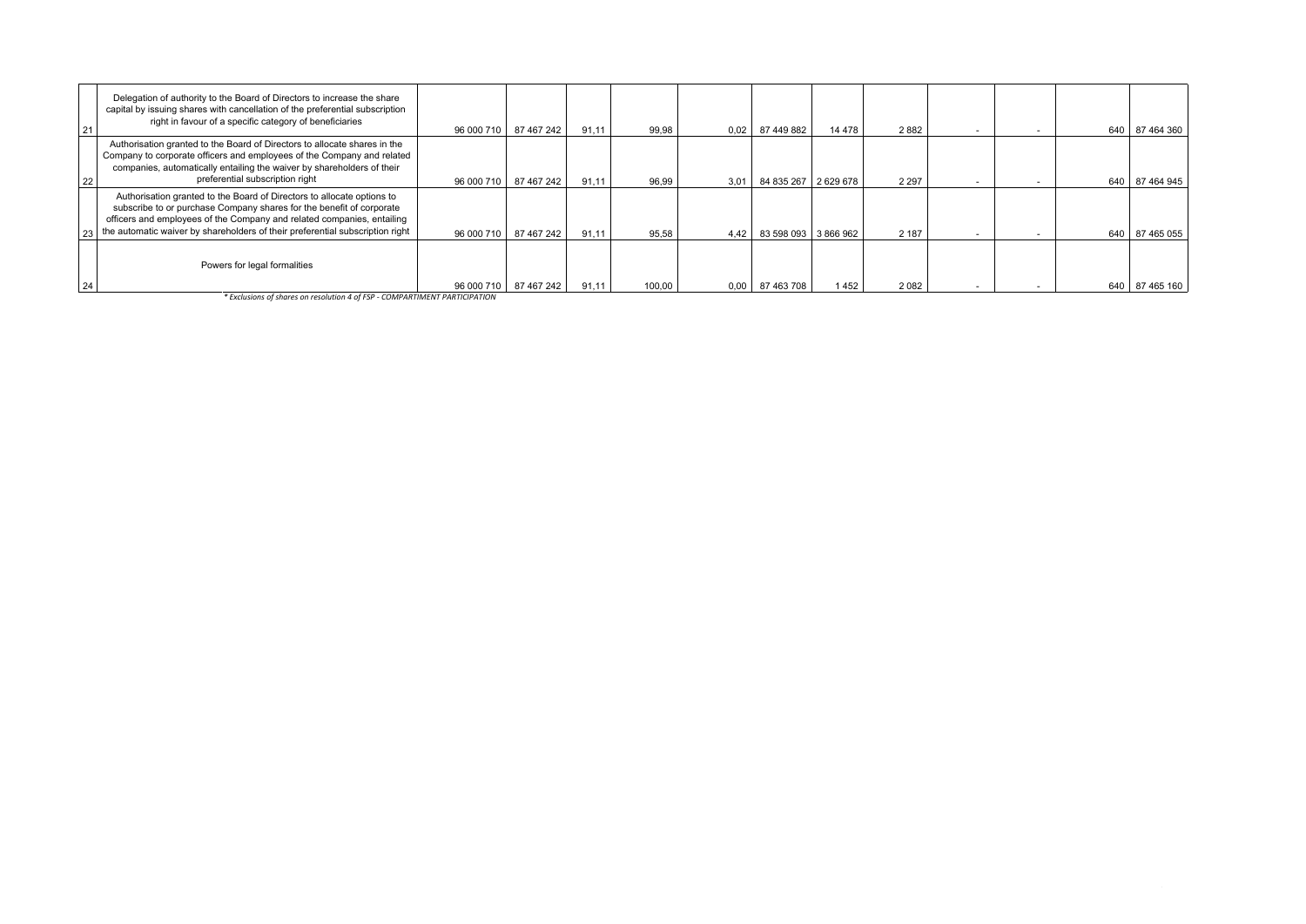| | | | | | | | | | | | | | |
|---|---|---|---|---|---|---|---|---|---|---|---|---|---|
| 21 | Delegation of authority to the Board of Directors to increase the share capital by issuing shares with cancellation of the preferential subscription right in favour of a specific category of beneficiaries | 96 000 710 | 87 467 242 | 91,11 | 99,98 | 0,02 | 87 449 882 | 14 478 | 2 882 | - | - | 640 | 87 464 360 |
| 22 | Authorisation granted to the Board of Directors to allocate shares in the Company to corporate officers and employees of the Company and related companies, automatically entailing the waiver by shareholders of their preferential subscription right | 96 000 710 | 87 467 242 | 91,11 | 96,99 | 3,01 | 84 835 267 | 2 629 678 | 2 297 | - | - | 640 | 87 464 945 |
| 23 | Authorisation granted to the Board of Directors to allocate options to subscribe to or purchase Company shares for the benefit of corporate officers and employees of the Company and related companies, entailing the automatic waiver by shareholders of their preferential subscription right | 96 000 710 | 87 467 242 | 91,11 | 95,58 | 4,42 | 83 598 093 | 3 866 962 | 2 187 | - | - | 640 | 87 465 055 |
| 24 | Powers for legal formalities | 96 000 710 | 87 467 242 | 91,11 | 100,00 | 0,00 | 87 463 708 | 1 452 | 2 082 | - | - | 640 | 87 465 160 |

*\* Exclusions of shares on resolution 4 of FSP - COMPARTIMENT PARTICIPATION*